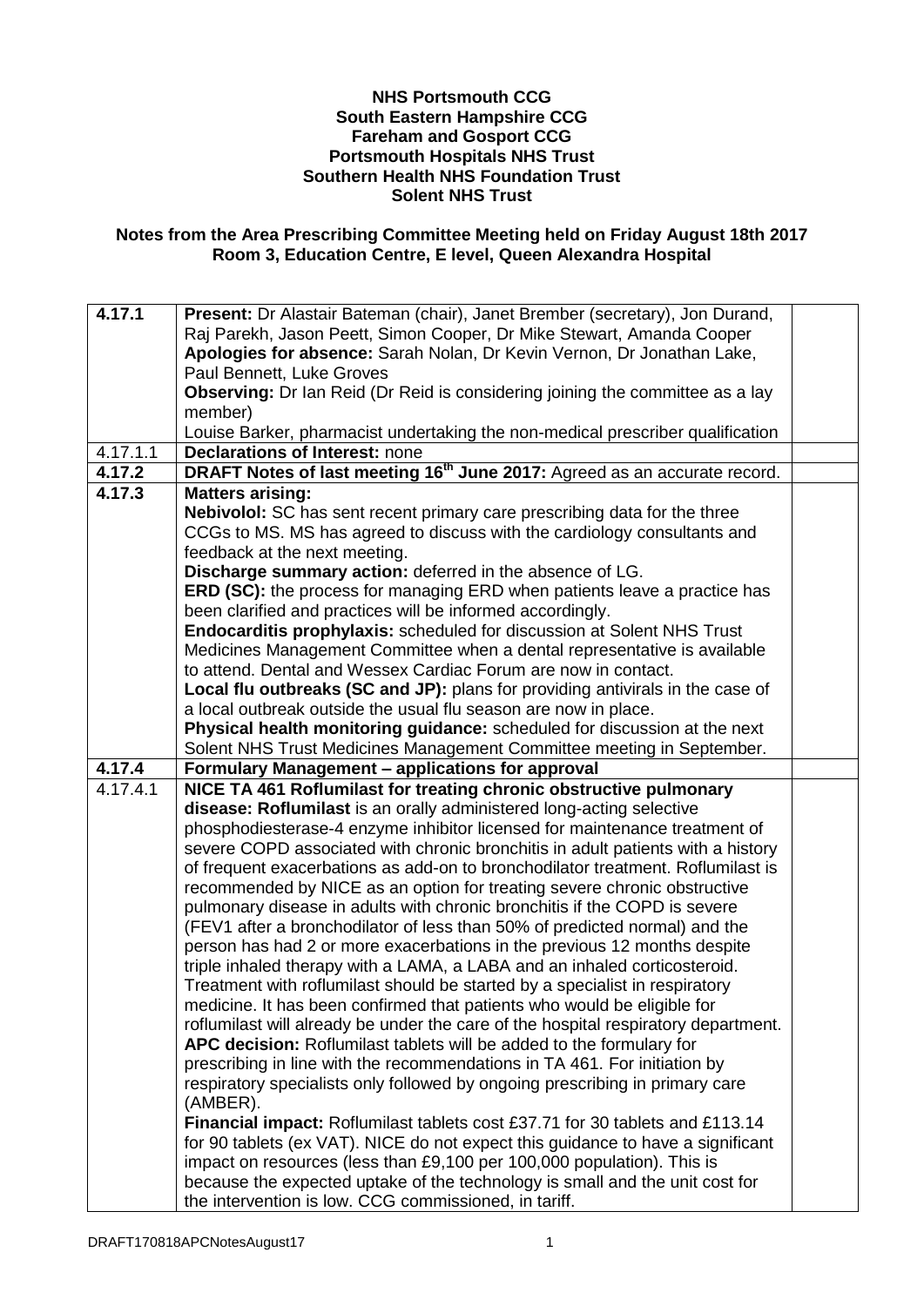**NHS Portsmouth CCG**
**South Eastern Hampshire CCG**
**Fareham and Gosport CCG**
**Portsmouth Hospitals NHS Trust**
**Southern Health NHS Foundation Trust**
**Solent NHS Trust**

**Notes from the Area Prescribing Committee Meeting held on Friday August 18th 2017**
**Room 3, Education Centre, E level, Queen Alexandra Hospital**

| | | |
|---|---|---|
| **4.17.1** | **Present:** Dr Alastair Bateman (chair), Janet Brember (secretary), Jon Durand, Raj Parekh, Jason Peett, Simon Cooper, Dr Mike Stewart, Amanda Cooper<br>**Apologies for absence:** Sarah Nolan, Dr Kevin Vernon, Dr Jonathan Lake, Paul Bennett, Luke Groves<br>**Observing:** Dr Ian Reid (Dr Reid is considering joining the committee as a lay member)<br>Louise Barker, pharmacist undertaking the non-medical prescriber qualification | |
| 4.17.1.1 | **Declarations of Interest:** none | |
| **4.17.2** | **DRAFT Notes of last meeting 16th June 2017:** Agreed as an accurate record. | |
| **4.17.3** | **Matters arising:**<br>**Nebivolol:** SC has sent recent primary care prescribing data for the three CCGs to MS. MS has agreed to discuss with the cardiology consultants and feedback at the next meeting.<br>**Discharge summary action:** deferred in the absence of LG.<br>**ERD (SC):** the process for managing ERD when patients leave a practice has been clarified and practices will be informed accordingly.<br>**Endocarditis prophylaxis:** scheduled for discussion at Solent NHS Trust Medicines Management Committee when a dental representative is available to attend. Dental and Wessex Cardiac Forum are now in contact.<br>**Local flu outbreaks (SC and JP):** plans for providing antivirals in the case of a local outbreak outside the usual flu season are now in place.<br>**Physical health monitoring guidance:** scheduled for discussion at the next Solent NHS Trust Medicines Management Committee meeting in September. | |
| **4.17.4** | **Formulary Management – applications for approval** | |
| 4.17.4.1 | **NICE TA 461 Roflumilast for treating chronic obstructive pulmonary disease: Roflumilast** is an orally administered long-acting selective phosphodiesterase-4 enzyme inhibitor licensed for maintenance treatment of severe COPD associated with chronic bronchitis in adult patients with a history of frequent exacerbations as add-on to bronchodilator treatment. Roflumilast is recommended by NICE as an option for treating severe chronic obstructive pulmonary disease in adults with chronic bronchitis if the COPD is severe (FEV1 after a bronchodilator of less than 50% of predicted normal) and the person has had 2 or more exacerbations in the previous 12 months despite triple inhaled therapy with a LAMA, a LABA and an inhaled corticosteroid. Treatment with roflumilast should be started by a specialist in respiratory medicine. It has been confirmed that patients who would be eligible for roflumilast will already be under the care of the hospital respiratory department.<br>**APC decision:** Roflumilast tablets will be added to the formulary for prescribing in line with the recommendations in TA 461. For initiation by respiratory specialists only followed by ongoing prescribing in primary care (AMBER).<br>**Financial impact:** Roflumilast tablets cost £37.71 for 30 tablets and £113.14 for 90 tablets (ex VAT). NICE do not expect this guidance to have a significant impact on resources (less than £9,100 per 100,000 population). This is because the expected uptake of the technology is small and the unit cost for the intervention is low. CCG commissioned, in tariff. | |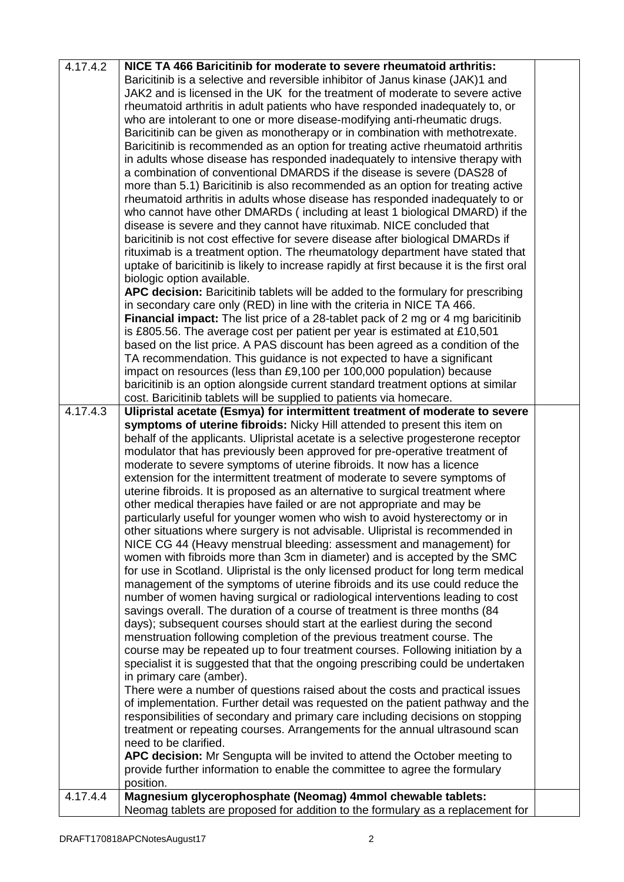| | | |
|---|---|---|
| 4.17.4.2 | **NICE TA 466 Baricitinib for moderate to severe rheumatoid arthritis:** Baricitinib is a selective and reversible inhibitor of Janus kinase (JAK)1 and JAK2 and is licensed in the UK for the treatment of moderate to severe active rheumatoid arthritis in adult patients who have responded inadequately to, or who are intolerant to one or more disease-modifying anti-rheumatic drugs. Baricitinib can be given as monotherapy or in combination with methotrexate. Baricitinib is recommended as an option for treating active rheumatoid arthritis in adults whose disease has responded inadequately to intensive therapy with a combination of conventional DMARDS if the disease is severe (DAS28 of more than 5.1) Baricitinib is also recommended as an option for treating active rheumatoid arthritis in adults whose disease has responded inadequately to or who cannot have other DMARDs ( including at least 1 biological DMARD) if the disease is severe and they cannot have rituximab. NICE concluded that baricitinib is not cost effective for severe disease after biological DMARDs if rituximab is a treatment option. The rheumatology department have stated that uptake of baricitinib is likely to increase rapidly at first because it is the first oral biologic option available.<br>**APC decision:** Baricitinib tablets will be added to the formulary for prescribing in secondary care only (RED) in line with the criteria in NICE TA 466.<br>**Financial impact:** The list price of a 28-tablet pack of 2 mg or 4 mg baricitinib is £805.56. The average cost per patient per year is estimated at £10,501 based on the list price. A PAS discount has been agreed as a condition of the TA recommendation. This guidance is not expected to have a significant impact on resources (less than £9,100 per 100,000 population) because baricitinib is an option alongside current standard treatment options at similar cost. Baricitinib tablets will be supplied to patients via homecare. | |
| 4.17.4.3 | **Ulipristal acetate (Esmya) for intermittent treatment of moderate to severe symptoms of uterine fibroids:** Nicky Hill attended to present this item on behalf of the applicants. Ulipristal acetate is a selective progesterone receptor modulator that has previously been approved for pre-operative treatment of moderate to severe symptoms of uterine fibroids. It now has a licence extension for the intermittent treatment of moderate to severe symptoms of uterine fibroids. It is proposed as an alternative to surgical treatment where other medical therapies have failed or are not appropriate and may be particularly useful for younger women who wish to avoid hysterectomy or in other situations where surgery is not advisable. Ulipristal is recommended in NICE CG 44 (Heavy menstrual bleeding: assessment and management) for women with fibroids more than 3cm in diameter) and is accepted by the SMC for use in Scotland. Ulipristal is the only licensed product for long term medical management of the symptoms of uterine fibroids and its use could reduce the number of women having surgical or radiological interventions leading to cost savings overall. The duration of a course of treatment is three months (84 days); subsequent courses should start at the earliest during the second menstruation following completion of the previous treatment course. The course may be repeated up to four treatment courses. Following initiation by a specialist it is suggested that that the ongoing prescribing could be undertaken in primary care (amber).<br>There were a number of questions raised about the costs and practical issues of implementation. Further detail was requested on the patient pathway and the responsibilities of secondary and primary care including decisions on stopping treatment or repeating courses. Arrangements for the annual ultrasound scan need to be clarified.<br>**APC decision:** Mr Sengupta will be invited to attend the October meeting to provide further information to enable the committee to agree the formulary position. | |
| 4.17.4.4 | **Magnesium glycerophosphate (Neomag) 4mmol chewable tablets:** Neomag tablets are proposed for addition to the formulary as a replacement for | |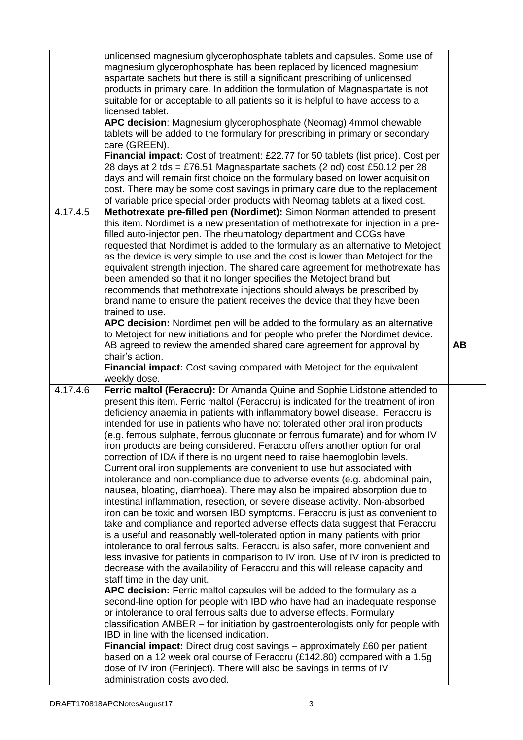| | | |
|---|---|---|
| | unlicensed magnesium glycerophosphate tablets and capsules. Some use of magnesium glycerophosphate has been replaced by licenced magnesium aspartate sachets but there is still a significant prescribing of unlicensed products in primary care. In addition the formulation of Magnaspartate is not suitable for or acceptable to all patients so it is helpful to have access to a licensed tablet.<br>**APC decision**: Magnesium glycerophosphate (Neomag) 4mmol chewable tablets will be added to the formulary for prescribing in primary or secondary care (GREEN).<br>**Financial impact:** Cost of treatment: £22.77 for 50 tablets (list price). Cost per 28 days at 2 tds = £76.51 Magnaspartate sachets (2 od) cost £50.12 per 28 days and will remain first choice on the formulary based on lower acquisition cost. There may be some cost savings in primary care due to the replacement of variable price special order products with Neomag tablets at a fixed cost. | |
| 4.17.4.5 | **Methotrexate pre-filled pen (Nordimet):** Simon Norman attended to present this item. Nordimet is a new presentation of methotrexate for injection in a pre-filled auto-injector pen. The rheumatology department and CCGs have requested that Nordimet is added to the formulary as an alternative to Metoject as the device is very simple to use and the cost is lower than Metoject for the equivalent strength injection. The shared care agreement for methotrexate has been amended so that it no longer specifies the Metoject brand but recommends that methotrexate injections should always be prescribed by brand name to ensure the patient receives the device that they have been trained to use.<br>**APC decision:** Nordimet pen will be added to the formulary as an alternative to Metoject for new initiations and for people who prefer the Nordimet device. AB agreed to review the amended shared care agreement for approval by chair's action.<br>**Financial impact:** Cost saving compared with Metoject for the equivalent weekly dose. | **AB** |
| 4.17.4.6 | **Ferric maltol (Feraccru):** Dr Amanda Quine and Sophie Lidstone attended to present this item. Ferric maltol (Feraccru) is indicated for the treatment of iron deficiency anaemia in patients with inflammatory bowel disease. Feraccru is intended for use in patients who have not tolerated other oral iron products (e.g. ferrous sulphate, ferrous gluconate or ferrous fumarate) and for whom IV iron products are being considered. Feraccru offers another option for oral correction of IDA if there is no urgent need to raise haemoglobin levels. Current oral iron supplements are convenient to use but associated with intolerance and non-compliance due to adverse events (e.g. abdominal pain, nausea, bloating, diarrhoea). There may also be impaired absorption due to intestinal inflammation, resection, or severe disease activity. Non-absorbed iron can be toxic and worsen IBD symptoms. Feraccru is just as convenient to take and compliance and reported adverse effects data suggest that Feraccru is a useful and reasonably well-tolerated option in many patients with prior intolerance to oral ferrous salts. Feraccru is also safer, more convenient and less invasive for patients in comparison to IV iron. Use of IV iron is predicted to decrease with the availability of Feraccru and this will release capacity and staff time in the day unit.<br>**APC decision:** Ferric maltol capsules will be added to the formulary as a second-line option for people with IBD who have had an inadequate response or intolerance to oral ferrous salts due to adverse effects. Formulary classification AMBER – for initiation by gastroenterologists only for people with IBD in line with the licensed indication.<br>**Financial impact:** Direct drug cost savings – approximately £60 per patient based on a 12 week oral course of Feraccru (£142.80) compared with a 1.5g dose of IV iron (Ferinject). There will also be savings in terms of IV administration costs avoided. | |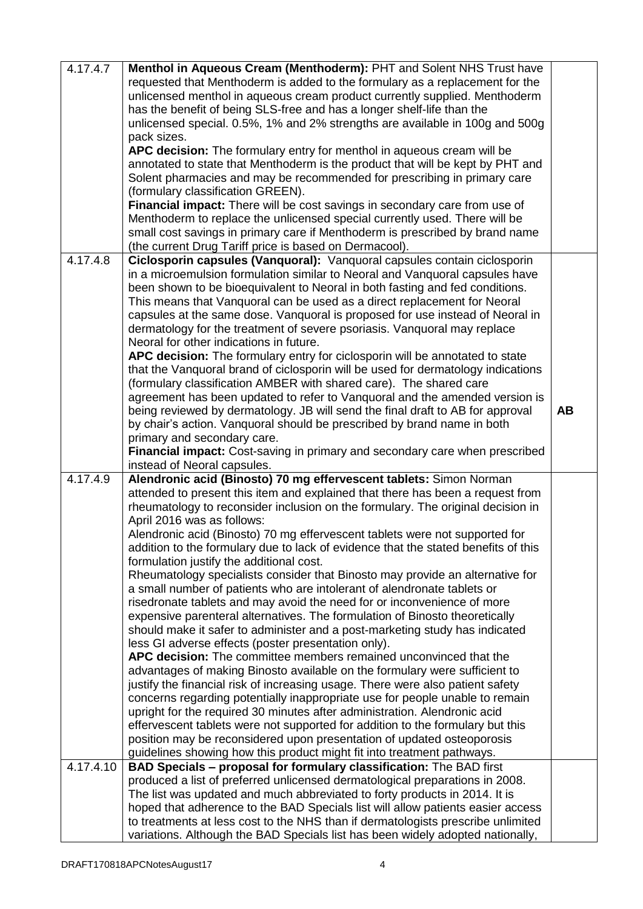| | | |
|---|---|---|
| 4.17.4.7 | **Menthol in Aqueous Cream (Menthoderm):** PHT and Solent NHS Trust have requested that Menthoderm is added to the formulary as a replacement for the unlicensed menthol in aqueous cream product currently supplied. Menthoderm has the benefit of being SLS-free and has a longer shelf-life than the unlicensed special. 0.5%, 1% and 2% strengths are available in 100g and 500g pack sizes.<br>**APC decision:** The formulary entry for menthol in aqueous cream will be annotated to state that Menthoderm is the product that will be kept by PHT and Solent pharmacies and may be recommended for prescribing in primary care (formulary classification GREEN).<br>**Financial impact:** There will be cost savings in secondary care from use of Menthoderm to replace the unlicensed special currently used. There will be small cost savings in primary care if Menthoderm is prescribed by brand name (the current Drug Tariff price is based on Dermacool). | |
| 4.17.4.8 | **Ciclosporin capsules (Vanquoral):** Vanquoral capsules contain ciclosporin in a microemulsion formulation similar to Neoral and Vanquoral capsules have been shown to be bioequivalent to Neoral in both fasting and fed conditions. This means that Vanquoral can be used as a direct replacement for Neoral capsules at the same dose. Vanquoral is proposed for use instead of Neoral in dermatology for the treatment of severe psoriasis. Vanquoral may replace Neoral for other indications in future.<br>**APC decision:** The formulary entry for ciclosporin will be annotated to state that the Vanquoral brand of ciclosporin will be used for dermatology indications (formulary classification AMBER with shared care). The shared care agreement has been updated to refer to Vanquoral and the amended version is being reviewed by dermatology. JB will send the final draft to AB for approval by chair's action. Vanquoral should be prescribed by brand name in both primary and secondary care.<br>**Financial impact:** Cost-saving in primary and secondary care when prescribed instead of Neoral capsules. | **AB** |
| 4.17.4.9 | **Alendronic acid (Binosto) 70 mg effervescent tablets:** Simon Norman attended to present this item and explained that there has been a request from rheumatology to reconsider inclusion on the formulary. The original decision in April 2016 was as follows:<br>Alendronic acid (Binosto) 70 mg effervescent tablets were not supported for addition to the formulary due to lack of evidence that the stated benefits of this formulation justify the additional cost.<br>Rheumatology specialists consider that Binosto may provide an alternative for a small number of patients who are intolerant of alendronate tablets or risedronate tablets and may avoid the need for or inconvenience of more expensive parenteral alternatives. The formulation of Binosto theoretically should make it safer to administer and a post-marketing study has indicated less GI adverse effects (poster presentation only).<br>**APC decision:** The committee members remained unconvinced that the advantages of making Binosto available on the formulary were sufficient to justify the financial risk of increasing usage. There were also patient safety concerns regarding potentially inappropriate use for people unable to remain upright for the required 30 minutes after administration. Alendronic acid effervescent tablets were not supported for addition to the formulary but this position may be reconsidered upon presentation of updated osteoporosis guidelines showing how this product might fit into treatment pathways. | |
| 4.17.4.10 | **BAD Specials – proposal for formulary classification:** The BAD first produced a list of preferred unlicensed dermatological preparations in 2008. The list was updated and much abbreviated to forty products in 2014. It is hoped that adherence to the BAD Specials list will allow patients easier access to treatments at less cost to the NHS than if dermatologists prescribe unlimited variations. Although the BAD Specials list has been widely adopted nationally, | |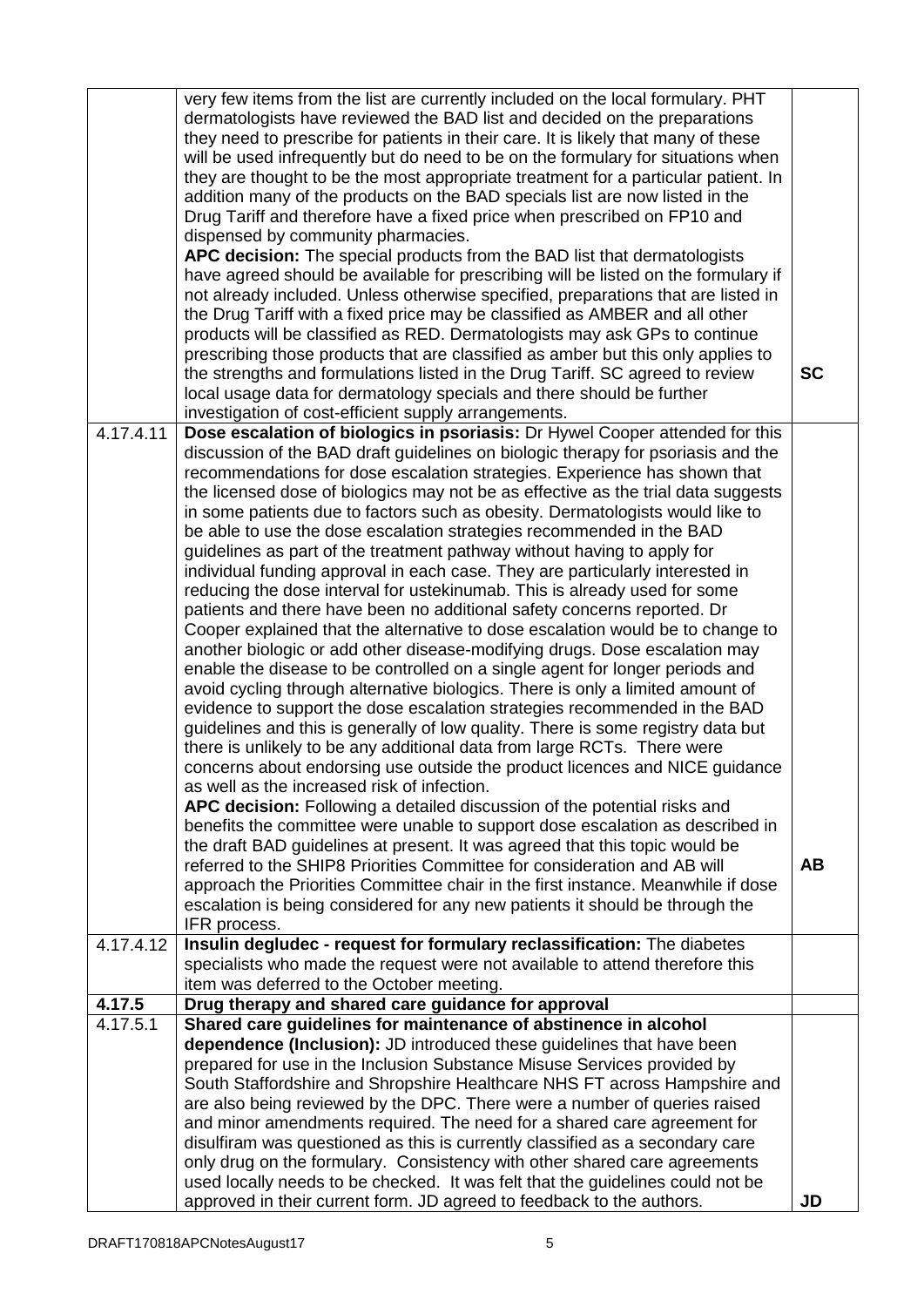| | | |
|---|---|---|
| | very few items from the list are currently included on the local formulary. PHT dermatologists have reviewed the BAD list and decided on the preparations they need to prescribe for patients in their care. It is likely that many of these will be used infrequently but do need to be on the formulary for situations when they are thought to be the most appropriate treatment for a particular patient. In addition many of the products on the BAD specials list are now listed in the Drug Tariff and therefore have a fixed price when prescribed on FP10 and dispensed by community pharmacies.<br>**APC decision:** The special products from the BAD list that dermatologists have agreed should be available for prescribing will be listed on the formulary if not already included. Unless otherwise specified, preparations that are listed in the Drug Tariff with a fixed price may be classified as AMBER and all other products will be classified as RED. Dermatologists may ask GPs to continue prescribing those products that are classified as amber but this only applies to the strengths and formulations listed in the Drug Tariff. SC agreed to review local usage data for dermatology specials and there should be further investigation of cost-efficient supply arrangements. | **SC** |
| 4.17.4.11 | **Dose escalation of biologics in psoriasis:** Dr Hywel Cooper attended for this discussion of the BAD draft guidelines on biologic therapy for psoriasis and the recommendations for dose escalation strategies. Experience has shown that the licensed dose of biologics may not be as effective as the trial data suggests in some patients due to factors such as obesity. Dermatologists would like to be able to use the dose escalation strategies recommended in the BAD guidelines as part of the treatment pathway without having to apply for individual funding approval in each case. They are particularly interested in reducing the dose interval for ustekinumab. This is already used for some patients and there have been no additional safety concerns reported. Dr Cooper explained that the alternative to dose escalation would be to change to another biologic or add other disease-modifying drugs. Dose escalation may enable the disease to be controlled on a single agent for longer periods and avoid cycling through alternative biologics. There is only a limited amount of evidence to support the dose escalation strategies recommended in the BAD guidelines and this is generally of low quality. There is some registry data but there is unlikely to be any additional data from large RCTs. There were concerns about endorsing use outside the product licences and NICE guidance as well as the increased risk of infection.<br>**APC decision:** Following a detailed discussion of the potential risks and benefits the committee were unable to support dose escalation as described in the draft BAD guidelines at present. It was agreed that this topic would be referred to the SHIP8 Priorities Committee for consideration and AB will approach the Priorities Committee chair in the first instance. Meanwhile if dose escalation is being considered for any new patients it should be through the IFR process. | **AB** |
| 4.17.4.12 | **Insulin degludec - request for formulary reclassification:** The diabetes specialists who made the request were not available to attend therefore this item was deferred to the October meeting. | |
| **4.17.5** | **Drug therapy and shared care guidance for approval** | |
| 4.17.5.1 | **Shared care guidelines for maintenance of abstinence in alcohol dependence (Inclusion):** JD introduced these guidelines that have been prepared for use in the Inclusion Substance Misuse Services provided by South Staffordshire and Shropshire Healthcare NHS FT across Hampshire and are also being reviewed by the DPC. There were a number of queries raised and minor amendments required. The need for a shared care agreement for disulfiram was questioned as this is currently classified as a secondary care only drug on the formulary. Consistency with other shared care agreements used locally needs to be checked. It was felt that the guidelines could not be approved in their current form. JD agreed to feedback to the authors. | **JD** |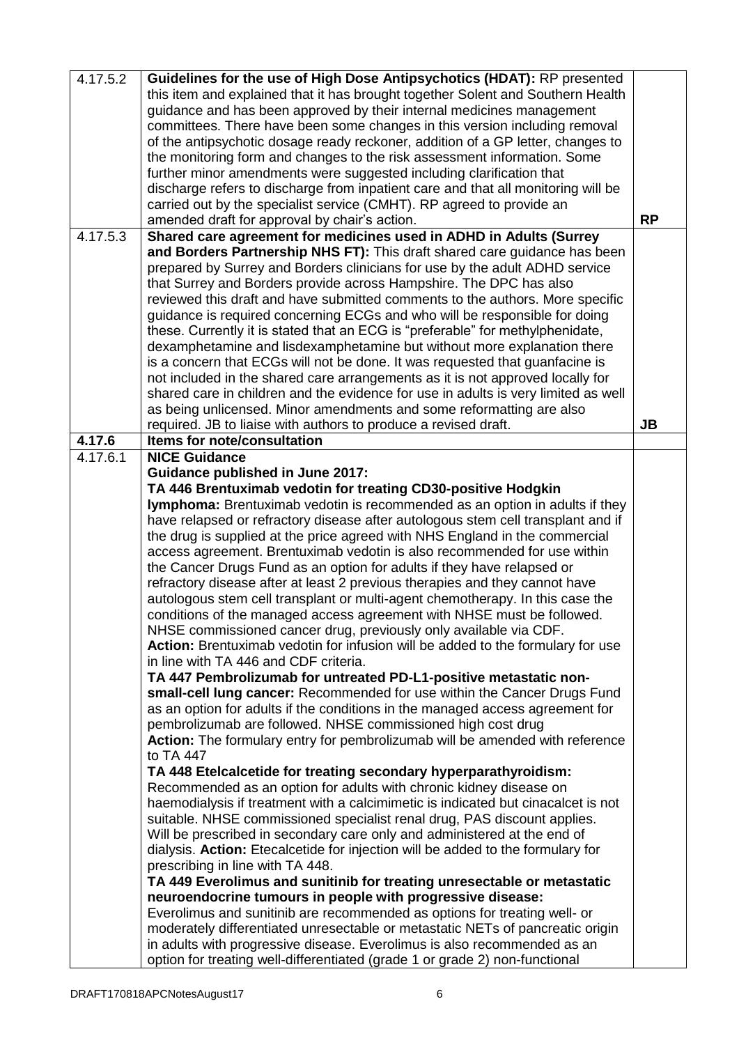| | | |
|---|---|---|
| 4.17.5.2 | **Guidelines for the use of High Dose Antipsychotics (HDAT):** RP presented this item and explained that it has brought together Solent and Southern Health guidance and has been approved by their internal medicines management committees. There have been some changes in this version including removal of the antipsychotic dosage ready reckoner, addition of a GP letter, changes to the monitoring form and changes to the risk assessment information. Some further minor amendments were suggested including clarification that discharge refers to discharge from inpatient care and that all monitoring will be carried out by the specialist service (CMHT). RP agreed to provide an amended draft for approval by chair's action. | **RP** |
| 4.17.5.3 | **Shared care agreement for medicines used in ADHD in Adults (Surrey and Borders Partnership NHS FT):** This draft shared care guidance has been prepared by Surrey and Borders clinicians for use by the adult ADHD service that Surrey and Borders provide across Hampshire. The DPC has also reviewed this draft and have submitted comments to the authors. More specific guidance is required concerning ECGs and who will be responsible for doing these. Currently it is stated that an ECG is "preferable" for methylphenidate, dexamphetamine and lisdexamphetamine but without more explanation there is a concern that ECGs will not be done. It was requested that guanfacine is not included in the shared care arrangements as it is not approved locally for shared care in children and the evidence for use in adults is very limited as well as being unlicensed. Minor amendments and some reformatting are also required. JB to liaise with authors to produce a revised draft. | **JB** |
| **4.17.6** | **Items for note/consultation** | |
| 4.17.6.1 | **NICE Guidance**<br>**Guidance published in June 2017:**<br>**TA 446 Brentuximab vedotin for treating CD30-positive Hodgkin lymphoma:** Brentuximab vedotin is recommended as an option in adults if they have relapsed or refractory disease after autologous stem cell transplant and if the drug is supplied at the price agreed with NHS England in the commercial access agreement. Brentuximab vedotin is also recommended for use within the Cancer Drugs Fund as an option for adults if they have relapsed or refractory disease after at least 2 previous therapies and they cannot have autologous stem cell transplant or multi-agent chemotherapy. In this case the conditions of the managed access agreement with NHSE must be followed. NHSE commissioned cancer drug, previously only available via CDF.<br>**Action:** Brentuximab vedotin for infusion will be added to the formulary for use in line with TA 446 and CDF criteria.<br>**TA 447 Pembrolizumab for untreated PD-L1-positive metastatic non-small-cell lung cancer:** Recommended for use within the Cancer Drugs Fund as an option for adults if the conditions in the managed access agreement for pembrolizumab are followed. NHSE commissioned high cost drug<br>**Action:** The formulary entry for pembrolizumab will be amended with reference to TA 447<br>**TA 448 Etelcalcetide for treating secondary hyperparathyroidism:** Recommended as an option for adults with chronic kidney disease on haemodialysis if treatment with a calcimimetic is indicated but cinacalcet is not suitable. NHSE commissioned specialist renal drug, PAS discount applies. Will be prescribed in secondary care only and administered at the end of dialysis. **Action:** Etecalcetide for injection will be added to the formulary for prescribing in line with TA 448.<br>**TA 449 Everolimus and sunitinib for treating unresectable or metastatic neuroendocrine tumours in people with progressive disease:** Everolimus and sunitinib are recommended as options for treating well- or moderately differentiated unresectable or metastatic NETs of pancreatic origin in adults with progressive disease. Everolimus is also recommended as an option for treating well-differentiated (grade 1 or grade 2) non-functional | |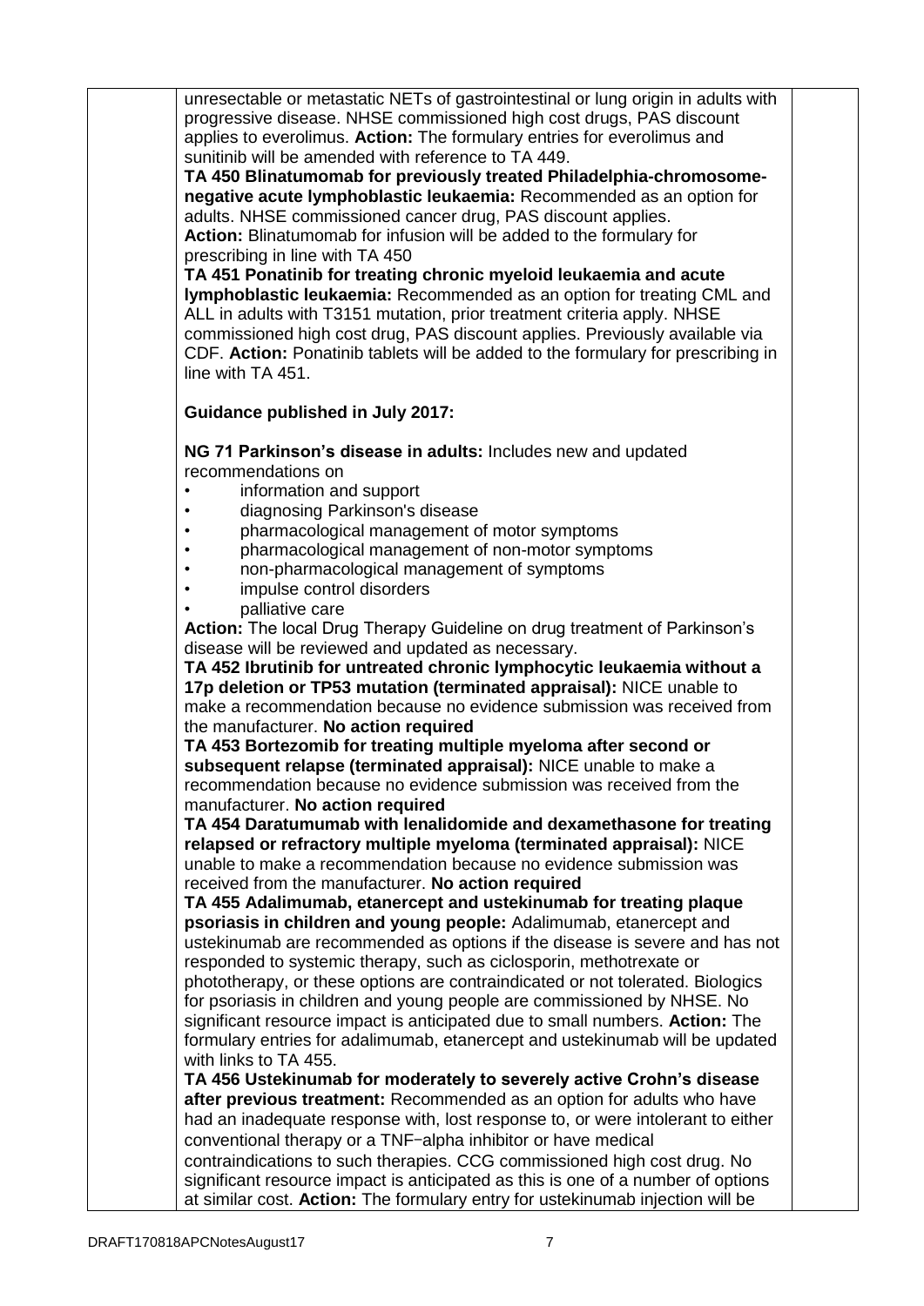unresectable or metastatic NETs of gastrointestinal or lung origin in adults with progressive disease. NHSE commissioned high cost drugs, PAS discount applies to everolimus. **Action:** The formulary entries for everolimus and sunitinib will be amended with reference to TA 449.

**TA 450 Blinatumomab for previously treated Philadelphia-chromosome-negative acute lymphoblastic leukaemia:** Recommended as an option for adults. NHSE commissioned cancer drug, PAS discount applies.
**Action:** Blinatumomab for infusion will be added to the formulary for prescribing in line with TA 450

**TA 451 Ponatinib for treating chronic myeloid leukaemia and acute lymphoblastic leukaemia:** Recommended as an option for treating CML and ALL in adults with T3151 mutation, prior treatment criteria apply. NHSE commissioned high cost drug, PAS discount applies. Previously available via CDF. **Action:** Ponatinib tablets will be added to the formulary for prescribing in line with TA 451.

**Guidance published in July 2017:**

**NG 71 Parkinson's disease in adults:** Includes new and updated recommendations on

- information and support
- diagnosing Parkinson's disease
- pharmacological management of motor symptoms
- pharmacological management of non-motor symptoms
- non-pharmacological management of symptoms
- impulse control disorders
- palliative care

**Action:** The local Drug Therapy Guideline on drug treatment of Parkinson's disease will be reviewed and updated as necessary.

**TA 452 Ibrutinib for untreated chronic lymphocytic leukaemia without a 17p deletion or TP53 mutation (terminated appraisal):** NICE unable to make a recommendation because no evidence submission was received from the manufacturer. **No action required**

**TA 453 Bortezomib for treating multiple myeloma after second or subsequent relapse (terminated appraisal):** NICE unable to make a recommendation because no evidence submission was received from the manufacturer. **No action required**

**TA 454 Daratumumab with lenalidomide and dexamethasone for treating relapsed or refractory multiple myeloma (terminated appraisal):** NICE unable to make a recommendation because no evidence submission was received from the manufacturer. **No action required**

**TA 455 Adalimumab, etanercept and ustekinumab for treating plaque psoriasis in children and young people:** Adalimumab, etanercept and ustekinumab are recommended as options if the disease is severe and has not responded to systemic therapy, such as ciclosporin, methotrexate or phototherapy, or these options are contraindicated or not tolerated. Biologics for psoriasis in children and young people are commissioned by NHSE. No significant resource impact is anticipated due to small numbers. **Action:** The formulary entries for adalimumab, etanercept and ustekinumab will be updated with links to TA 455.

**TA 456 Ustekinumab for moderately to severely active Crohn's disease after previous treatment:** Recommended as an option for adults who have had an inadequate response with, lost response to, or were intolerant to either conventional therapy or a TNF−alpha inhibitor or have medical contraindications to such therapies. CCG commissioned high cost drug. No significant resource impact is anticipated as this is one of a number of options at similar cost. **Action:** The formulary entry for ustekinumab injection will be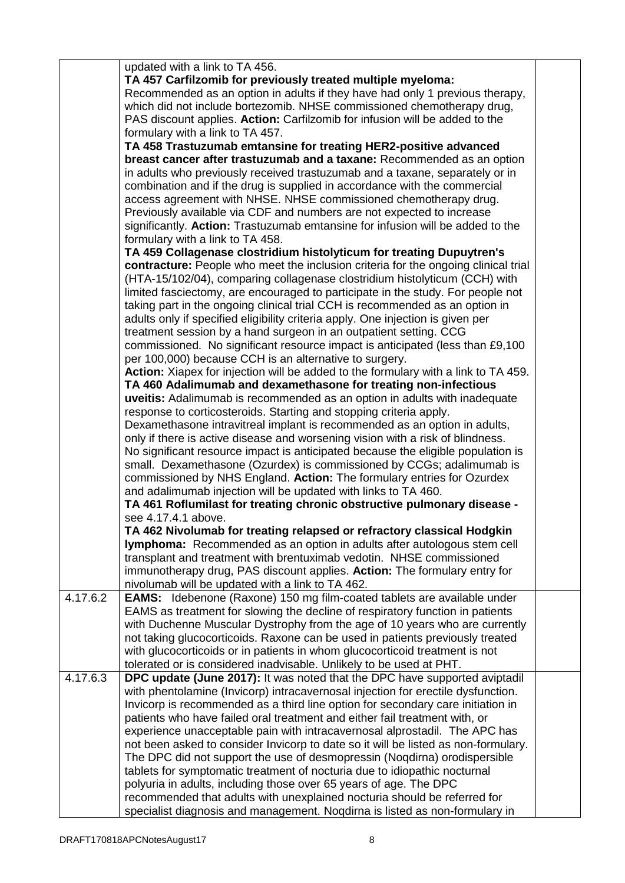| | | |
|---|---|---|
| | updated with a link to TA 456.<br>**TA 457 Carfilzomib for previously treated multiple myeloma:** Recommended as an option in adults if they have had only 1 previous therapy, which did not include bortezomib. NHSE commissioned chemotherapy drug, PAS discount applies. **Action:** Carfilzomib for infusion will be added to the formulary with a link to TA 457.<br>**TA 458 Trastuzumab emtansine for treating HER2-positive advanced breast cancer after trastuzumab and a taxane:** Recommended as an option in adults who previously received trastuzumab and a taxane, separately or in combination and if the drug is supplied in accordance with the commercial access agreement with NHSE. NHSE commissioned chemotherapy drug. Previously available via CDF and numbers are not expected to increase significantly. **Action:** Trastuzumab emtansine for infusion will be added to the formulary with a link to TA 458.<br>**TA 459 Collagenase clostridium histolyticum for treating Dupuytren's contracture:** People who meet the inclusion criteria for the ongoing clinical trial (HTA-15/102/04), comparing collagenase clostridium histolyticum (CCH) with limited fasciectomy, are encouraged to participate in the study. For people not taking part in the ongoing clinical trial CCH is recommended as an option in adults only if specified eligibility criteria apply. One injection is given per treatment session by a hand surgeon in an outpatient setting. CCG commissioned. No significant resource impact is anticipated (less than £9,100 per 100,000) because CCH is an alternative to surgery.<br>**Action:** Xiapex for injection will be added to the formulary with a link to TA 459.<br>**TA 460 Adalimumab and dexamethasone for treating non-infectious uveitis:** Adalimumab is recommended as an option in adults with inadequate response to corticosteroids. Starting and stopping criteria apply. Dexamethasone intravitreal implant is recommended as an option in adults, only if there is active disease and worsening vision with a risk of blindness. No significant resource impact is anticipated because the eligible population is small. Dexamethasone (Ozurdex) is commissioned by CCGs; adalimumab is commissioned by NHS England. **Action:** The formulary entries for Ozurdex and adalimumab injection will be updated with links to TA 460.<br>**TA 461 Roflumilast for treating chronic obstructive pulmonary disease -** see 4.17.4.1 above.<br>**TA 462 Nivolumab for treating relapsed or refractory classical Hodgkin lymphoma:** Recommended as an option in adults after autologous stem cell transplant and treatment with brentuximab vedotin. NHSE commissioned immunotherapy drug, PAS discount applies. **Action:** The formulary entry for nivolumab will be updated with a link to TA 462. | |
| 4.17.6.2 | **EAMS:** Idebenone (Raxone) 150 mg film-coated tablets are available under EAMS as treatment for slowing the decline of respiratory function in patients with Duchenne Muscular Dystrophy from the age of 10 years who are currently not taking glucocorticoids. Raxone can be used in patients previously treated with glucocorticoids or in patients in whom glucocorticoid treatment is not tolerated or is considered inadvisable. Unlikely to be used at PHT. | |
| 4.17.6.3 | **DPC update (June 2017):** It was noted that the DPC have supported aviptadil with phentolamine (Invicorp) intracavernosal injection for erectile dysfunction. Invicorp is recommended as a third line option for secondary care initiation in patients who have failed oral treatment and either fail treatment with, or experience unacceptable pain with intracavernosal alprostadil. The APC has not been asked to consider Invicorp to date so it will be listed as non-formulary. The DPC did not support the use of desmopressin (Noqdirna) orodispersible tablets for symptomatic treatment of nocturia due to idiopathic nocturnal polyuria in adults, including those over 65 years of age. The DPC recommended that adults with unexplained nocturia should be referred for specialist diagnosis and management. Noqdirna is listed as non-formulary in | |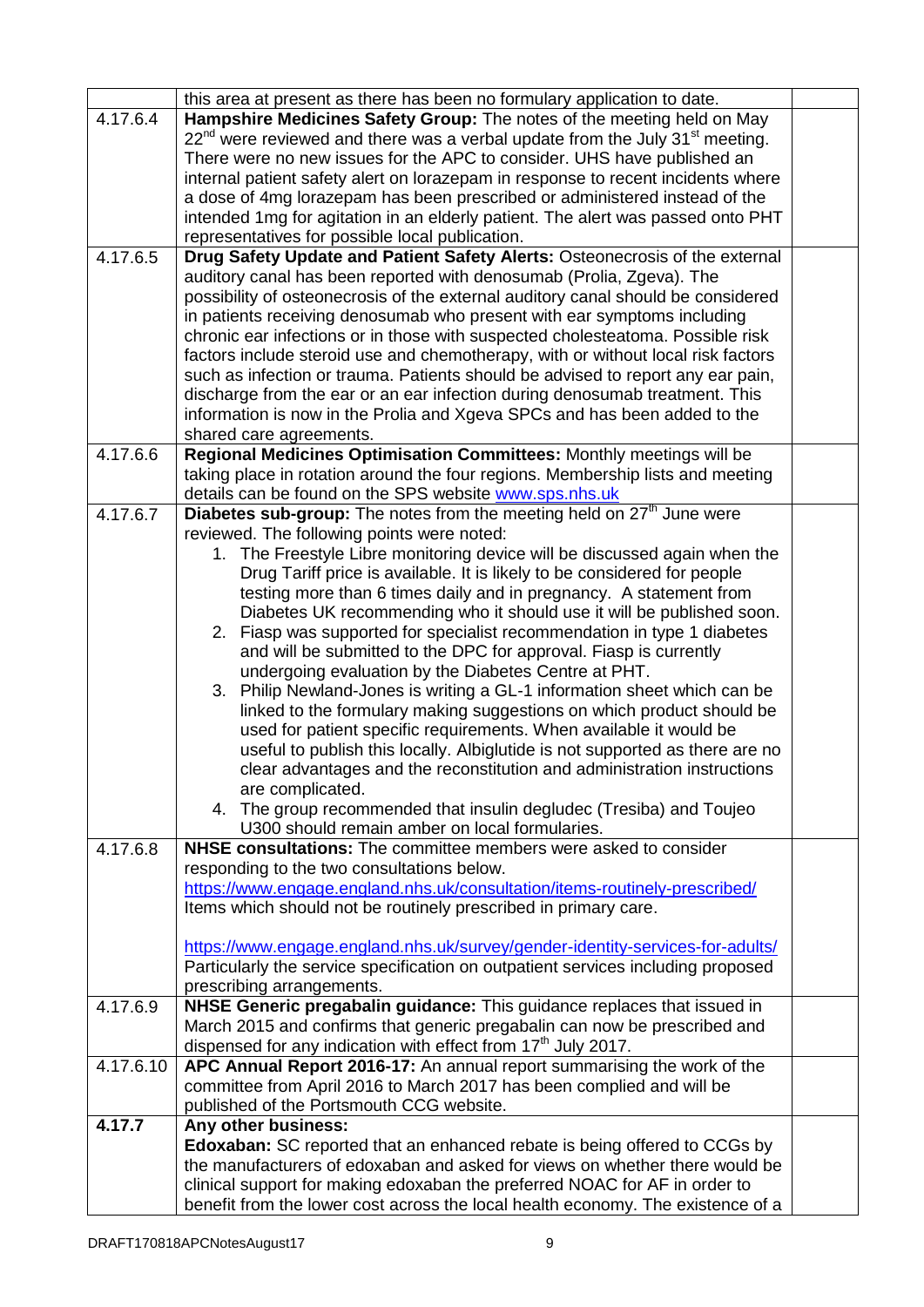| | | |
|---|---|---|
| | this area at present as there has been no formulary application to date. | |
| 4.17.6.4 | **Hampshire Medicines Safety Group:** The notes of the meeting held on May 22[nd] were reviewed and there was a verbal update from the July 31[st] meeting. There were no new issues for the APC to consider. UHS have published an internal patient safety alert on lorazepam in response to recent incidents where a dose of 4mg lorazepam has been prescribed or administered instead of the intended 1mg for agitation in an elderly patient. The alert was passed onto PHT representatives for possible local publication. | |
| 4.17.6.5 | **Drug Safety Update and Patient Safety Alerts:** Osteonecrosis of the external auditory canal has been reported with denosumab (Prolia, Zgeva). The possibility of osteonecrosis of the external auditory canal should be considered in patients receiving denosumab who present with ear symptoms including chronic ear infections or in those with suspected cholesteatoma. Possible risk factors include steroid use and chemotherapy, with or without local risk factors such as infection or trauma. Patients should be advised to report any ear pain, discharge from the ear or an ear infection during denosumab treatment. This information is now in the Prolia and Xgeva SPCs and has been added to the shared care agreements. | |
| 4.17.6.6 | **Regional Medicines Optimisation Committees:** Monthly meetings will be taking place in rotation around the four regions. Membership lists and meeting details can be found on the SPS website www.sps.nhs.uk | |
| 4.17.6.7 | **Diabetes sub-group:** The notes from the meeting held on 27[th] June were reviewed. The following points were noted:<br>1. The Freestyle Libre monitoring device will be discussed again when the Drug Tariff price is available. It is likely to be considered for people testing more than 6 times daily and in pregnancy. A statement from Diabetes UK recommending who it should use it will be published soon.<br>2. Fiasp was supported for specialist recommendation in type 1 diabetes and will be submitted to the DPC for approval. Fiasp is currently undergoing evaluation by the Diabetes Centre at PHT.<br>3. Philip Newland-Jones is writing a GL-1 information sheet which can be linked to the formulary making suggestions on which product should be used for patient specific requirements. When available it would be useful to publish this locally. Albiglutide is not supported as there are no clear advantages and the reconstitution and administration instructions are complicated.<br>4. The group recommended that insulin degludec (Tresiba) and Toujeo U300 should remain amber on local formularies. | |
| 4.17.6.8 | **NHSE consultations:** The committee members were asked to consider responding to the two consultations below.<br>https://www.engage.england.nhs.uk/consultation/items-routinely-prescribed/<br>Items which should not be routinely prescribed in primary care.<br><br>https://www.engage.england.nhs.uk/survey/gender-identity-services-for-adults/<br>Particularly the service specification on outpatient services including proposed prescribing arrangements. | |
| 4.17.6.9 | **NHSE Generic pregabalin guidance:** This guidance replaces that issued in March 2015 and confirms that generic pregabalin can now be prescribed and dispensed for any indication with effect from 17[th] July 2017. | |
| 4.17.6.10 | **APC Annual Report 2016-17:** An annual report summarising the work of the committee from April 2016 to March 2017 has been complied and will be published of the Portsmouth CCG website. | |
| **4.17.7** | **Any other business:**<br>**Edoxaban:** SC reported that an enhanced rebate is being offered to CCGs by the manufacturers of edoxaban and asked for views on whether there would be clinical support for making edoxaban the preferred NOAC for AF in order to benefit from the lower cost across the local health economy. The existence of a | |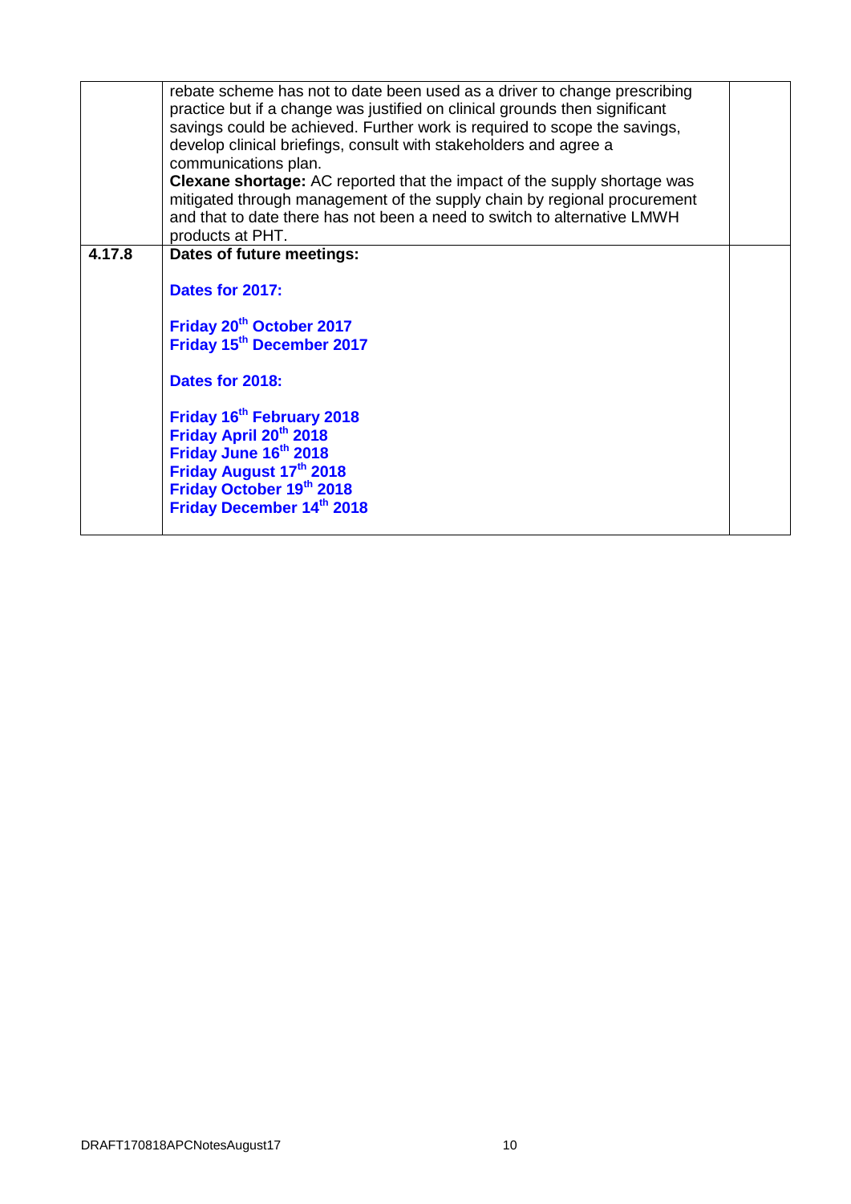| | | |
|---|---|---|
| | rebate scheme has not to date been used as a driver to change prescribing practice but if a change was justified on clinical grounds then significant savings could be achieved. Further work is required to scope the savings, develop clinical briefings, consult with stakeholders and agree a communications plan.<br>**Clexane shortage:** AC reported that the impact of the supply shortage was mitigated through management of the supply chain by regional procurement and that to date there has not been a need to switch to alternative LMWH products at PHT. | |
| **4.17.8** | **Dates of future meetings:**<br><br>**Dates for 2017:**<br><br>**Friday 20th October 2017**<br>**Friday 15th December 2017**<br><br>**Dates for 2018:**<br><br>**Friday 16th February 2018**<br>**Friday April 20th 2018**<br>**Friday June 16th 2018**<br>**Friday August 17th 2018**<br>**Friday October 19th 2018**<br>**Friday December 14th 2018** | |

DRAFT170818APCNotesAugust17